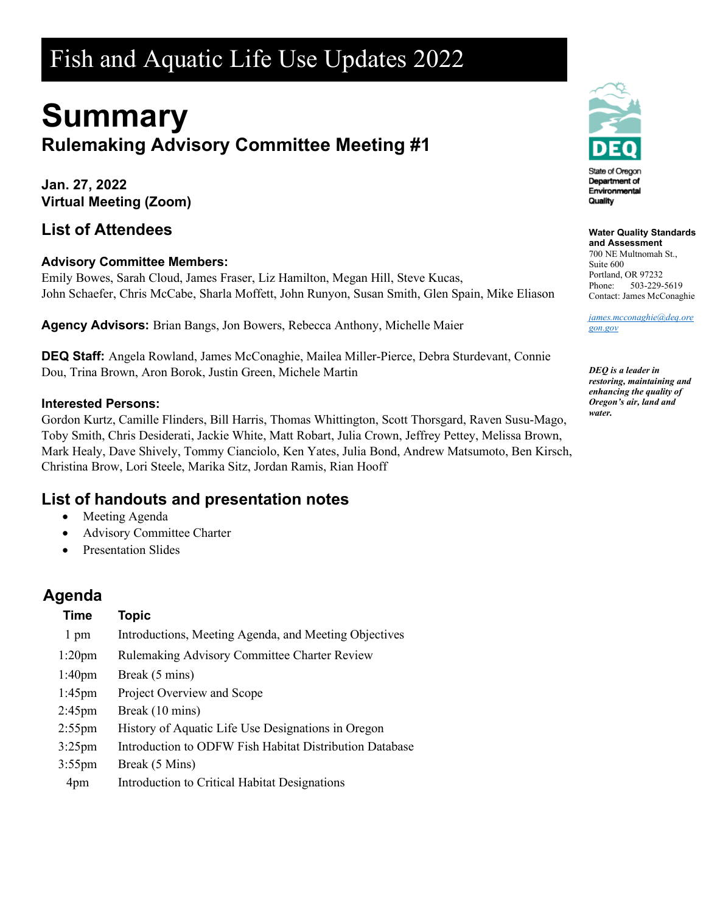# Fish and Aquatic Life Use Updates 2022

# Summary

## Rulemaking Advisory Committee Meeting #1

**Jan. 27, 2022**
**Virtual Meeting (Zoom)**

State of Oregon Department of Environmental Quality

**Water Quality Standards and Assessment**
700 NE Multnomah St., Suite 600
Portland, OR 97232
Phone: 503-229-5619
Contact: James McConaghie

james.mcconaghie@deq.oregon.gov

***DEQ is a leader in restoring, maintaining and enhancing the quality of Oregon's air, land and water.***

## List of Attendees

### Advisory Committee Members:

Emily Bowes, Sarah Cloud, James Fraser, Liz Hamilton, Megan Hill, Steve Kucas, John Schaefer, Chris McCabe, Sharla Moffett, John Runyon, Susan Smith, Glen Spain, Mike Eliason

**Agency Advisors:** Brian Bangs, Jon Bowers, Rebecca Anthony, Michelle Maier

**DEQ Staff:** Angela Rowland, James McConaghie, Mailea Miller-Pierce, Debra Sturdevant, Connie Dou, Trina Brown, Aron Borok, Justin Green, Michele Martin

### Interested Persons:

Gordon Kurtz, Camille Flinders, Bill Harris, Thomas Whittington, Scott Thorsgard, Raven Susu-Mago, Toby Smith, Chris Desiderati, Jackie White, Matt Robart, Julia Crown, Jeffrey Pettey, Melissa Brown, Mark Healy, Dave Shively, Tommy Cianciolo, Ken Yates, Julia Bond, Andrew Matsumoto, Ben Kirsch, Christina Brow, Lori Steele, Marika Sitz, Jordan Ramis, Rian Hooff

## List of handouts and presentation notes

- Meeting Agenda
- Advisory Committee Charter
- Presentation Slides

## Agenda

| Time | Topic |
|---|---|
| 1 pm | Introductions, Meeting Agenda, and Meeting Objectives |
| 1:20pm | Rulemaking Advisory Committee Charter Review |
| 1:40pm | Break (5 mins) |
| 1:45pm | Project Overview and Scope |
| 2:45pm | Break (10 mins) |
| 2:55pm | History of Aquatic Life Use Designations in Oregon |
| 3:25pm | Introduction to ODFW Fish Habitat Distribution Database |
| 3:55pm | Break (5 Mins) |
| 4pm | Introduction to Critical Habitat Designations |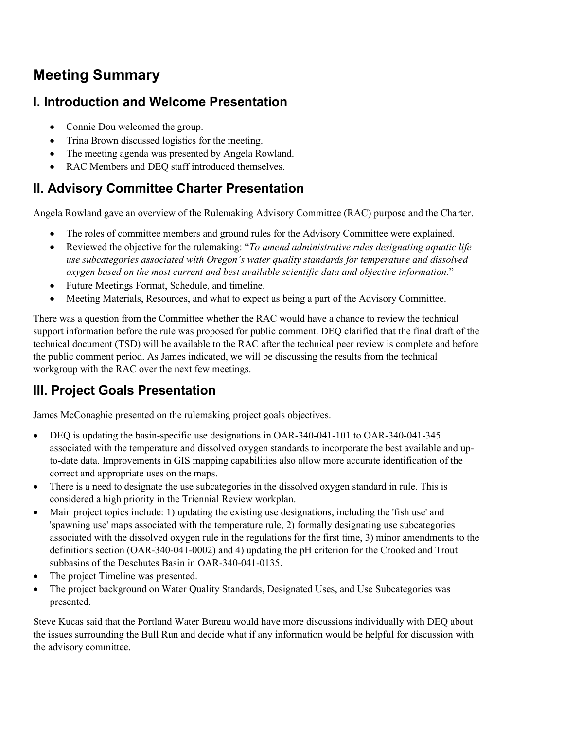# Meeting Summary

## I. Introduction and Welcome Presentation

- Connie Dou welcomed the group.
- Trina Brown discussed logistics for the meeting.
- The meeting agenda was presented by Angela Rowland.
- RAC Members and DEQ staff introduced themselves.

## II. Advisory Committee Charter Presentation

Angela Rowland gave an overview of the Rulemaking Advisory Committee (RAC) purpose and the Charter.

- The roles of committee members and ground rules for the Advisory Committee were explained.
- Reviewed the objective for the rulemaking: "*To amend administrative rules designating aquatic life use subcategories associated with Oregon's water quality standards for temperature and dissolved oxygen based on the most current and best available scientific data and objective information.*"
- Future Meetings Format, Schedule, and timeline.
- Meeting Materials, Resources, and what to expect as being a part of the Advisory Committee.

There was a question from the Committee whether the RAC would have a chance to review the technical support information before the rule was proposed for public comment. DEQ clarified that the final draft of the technical document (TSD) will be available to the RAC after the technical peer review is complete and before the public comment period. As James indicated, we will be discussing the results from the technical workgroup with the RAC over the next few meetings.

## III. Project Goals Presentation

James McConaghie presented on the rulemaking project goals objectives.

- DEQ is updating the basin-specific use designations in OAR-340-041-101 to OAR-340-041-345 associated with the temperature and dissolved oxygen standards to incorporate the best available and up-to-date data. Improvements in GIS mapping capabilities also allow more accurate identification of the correct and appropriate uses on the maps.
- There is a need to designate the use subcategories in the dissolved oxygen standard in rule. This is considered a high priority in the Triennial Review workplan.
- Main project topics include: 1) updating the existing use designations, including the 'fish use' and 'spawning use' maps associated with the temperature rule, 2) formally designating use subcategories associated with the dissolved oxygen rule in the regulations for the first time, 3) minor amendments to the definitions section (OAR-340-041-0002) and 4) updating the pH criterion for the Crooked and Trout subbasins of the Deschutes Basin in OAR-340-041-0135.
- The project Timeline was presented.
- The project background on Water Quality Standards, Designated Uses, and Use Subcategories was presented.

Steve Kucas said that the Portland Water Bureau would have more discussions individually with DEQ about the issues surrounding the Bull Run and decide what if any information would be helpful for discussion with the advisory committee.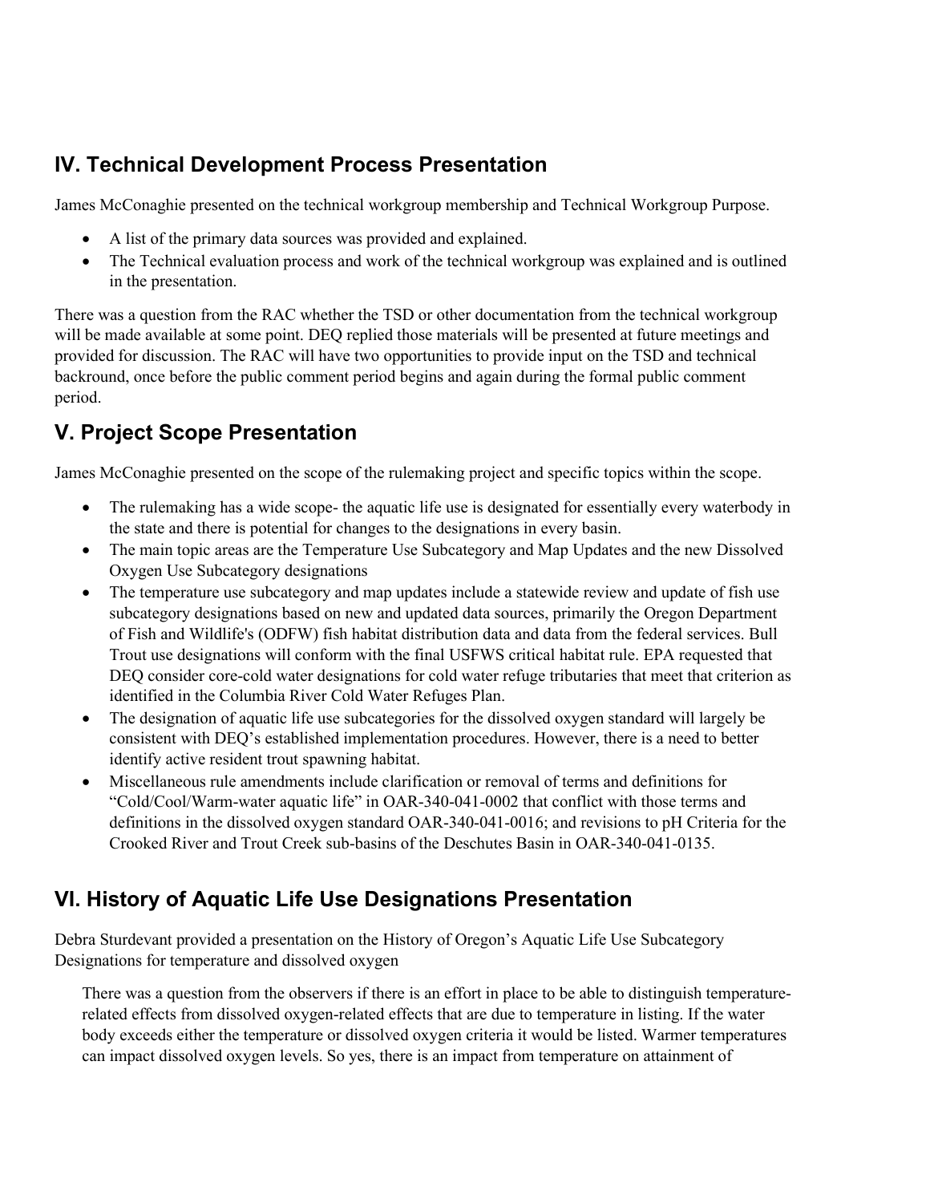## IV. Technical Development Process Presentation

James McConaghie presented on the technical workgroup membership and Technical Workgroup Purpose.

- A list of the primary data sources was provided and explained.
- The Technical evaluation process and work of the technical workgroup was explained and is outlined in the presentation.

There was a question from the RAC whether the TSD or other documentation from the technical workgroup will be made available at some point. DEQ replied those materials will be presented at future meetings and provided for discussion. The RAC will have two opportunities to provide input on the TSD and technical backround, once before the public comment period begins and again during the formal public comment period.

## V. Project Scope Presentation

James McConaghie presented on the scope of the rulemaking project and specific topics within the scope.

- The rulemaking has a wide scope- the aquatic life use is designated for essentially every waterbody in the state and there is potential for changes to the designations in every basin.
- The main topic areas are the Temperature Use Subcategory and Map Updates and the new Dissolved Oxygen Use Subcategory designations
- The temperature use subcategory and map updates include a statewide review and update of fish use subcategory designations based on new and updated data sources, primarily the Oregon Department of Fish and Wildlife's (ODFW) fish habitat distribution data and data from the federal services. Bull Trout use designations will conform with the final USFWS critical habitat rule. EPA requested that DEQ consider core-cold water designations for cold water refuge tributaries that meet that criterion as identified in the Columbia River Cold Water Refuges Plan.
- The designation of aquatic life use subcategories for the dissolved oxygen standard will largely be consistent with DEQ's established implementation procedures. However, there is a need to better identify active resident trout spawning habitat.
- Miscellaneous rule amendments include clarification or removal of terms and definitions for "Cold/Cool/Warm-water aquatic life" in OAR-340-041-0002 that conflict with those terms and definitions in the dissolved oxygen standard OAR-340-041-0016; and revisions to pH Criteria for the Crooked River and Trout Creek sub-basins of the Deschutes Basin in OAR-340-041-0135.

## VI. History of Aquatic Life Use Designations Presentation

Debra Sturdevant provided a presentation on the History of Oregon's Aquatic Life Use Subcategory Designations for temperature and dissolved oxygen

There was a question from the observers if there is an effort in place to be able to distinguish temperature-related effects from dissolved oxygen-related effects that are due to temperature in listing. If the water body exceeds either the temperature or dissolved oxygen criteria it would be listed. Warmer temperatures can impact dissolved oxygen levels. So yes, there is an impact from temperature on attainment of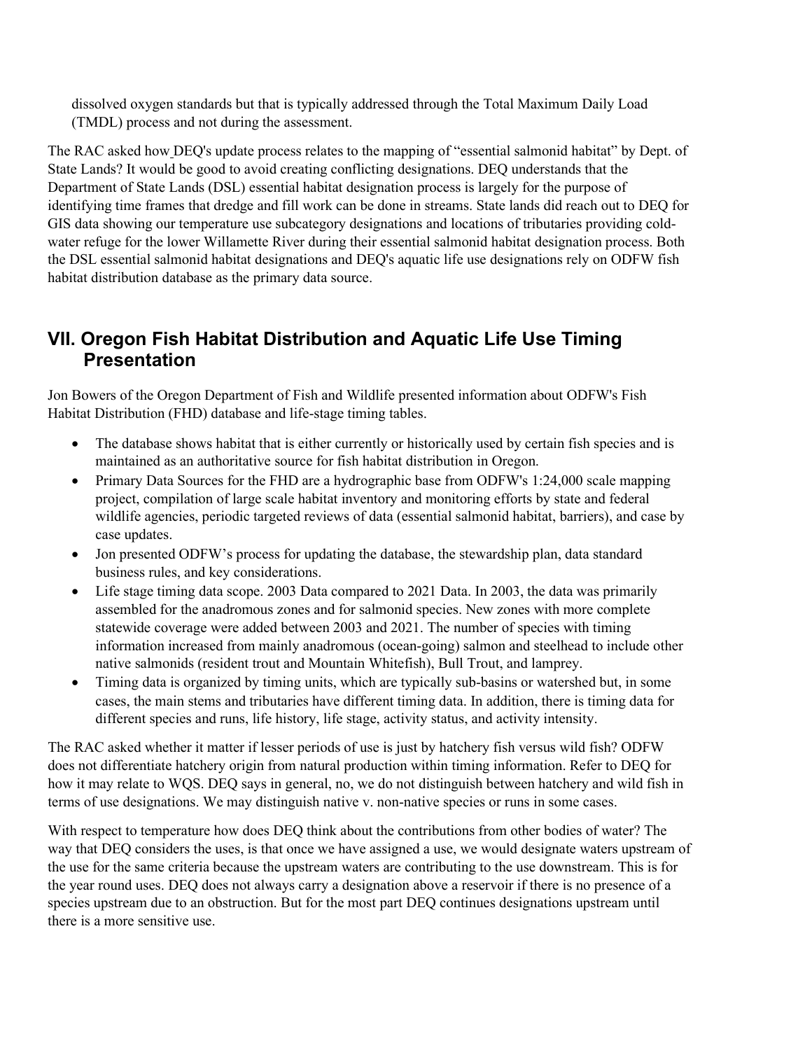dissolved oxygen standards but that is typically addressed through the Total Maximum Daily Load (TMDL) process and not during the assessment.

The RAC asked how DEQ's update process relates to the mapping of "essential salmonid habitat" by Dept. of State Lands? It would be good to avoid creating conflicting designations. DEQ understands that the Department of State Lands (DSL) essential habitat designation process is largely for the purpose of identifying time frames that dredge and fill work can be done in streams. State lands did reach out to DEQ for GIS data showing our temperature use subcategory designations and locations of tributaries providing cold-water refuge for the lower Willamette River during their essential salmonid habitat designation process. Both the DSL essential salmonid habitat designations and DEQ's aquatic life use designations rely on ODFW fish habitat distribution database as the primary data source.

## VII. Oregon Fish Habitat Distribution and Aquatic Life Use Timing Presentation

Jon Bowers of the Oregon Department of Fish and Wildlife presented information about ODFW's Fish Habitat Distribution (FHD) database and life-stage timing tables.

- The database shows habitat that is either currently or historically used by certain fish species and is maintained as an authoritative source for fish habitat distribution in Oregon.
- Primary Data Sources for the FHD are a hydrographic base from ODFW's 1:24,000 scale mapping project, compilation of large scale habitat inventory and monitoring efforts by state and federal wildlife agencies, periodic targeted reviews of data (essential salmonid habitat, barriers), and case by case updates.
- Jon presented ODFW's process for updating the database, the stewardship plan, data standard business rules, and key considerations.
- Life stage timing data scope. 2003 Data compared to 2021 Data. In 2003, the data was primarily assembled for the anadromous zones and for salmonid species. New zones with more complete statewide coverage were added between 2003 and 2021. The number of species with timing information increased from mainly anadromous (ocean-going) salmon and steelhead to include other native salmonids (resident trout and Mountain Whitefish), Bull Trout, and lamprey.
- Timing data is organized by timing units, which are typically sub-basins or watershed but, in some cases, the main stems and tributaries have different timing data. In addition, there is timing data for different species and runs, life history, life stage, activity status, and activity intensity.

The RAC asked whether it matter if lesser periods of use is just by hatchery fish versus wild fish? ODFW does not differentiate hatchery origin from natural production within timing information. Refer to DEQ for how it may relate to WQS. DEQ says in general, no, we do not distinguish between hatchery and wild fish in terms of use designations. We may distinguish native v. non-native species or runs in some cases.

With respect to temperature how does DEQ think about the contributions from other bodies of water? The way that DEQ considers the uses, is that once we have assigned a use, we would designate waters upstream of the use for the same criteria because the upstream waters are contributing to the use downstream. This is for the year round uses. DEQ does not always carry a designation above a reservoir if there is no presence of a species upstream due to an obstruction. But for the most part DEQ continues designations upstream until there is a more sensitive use.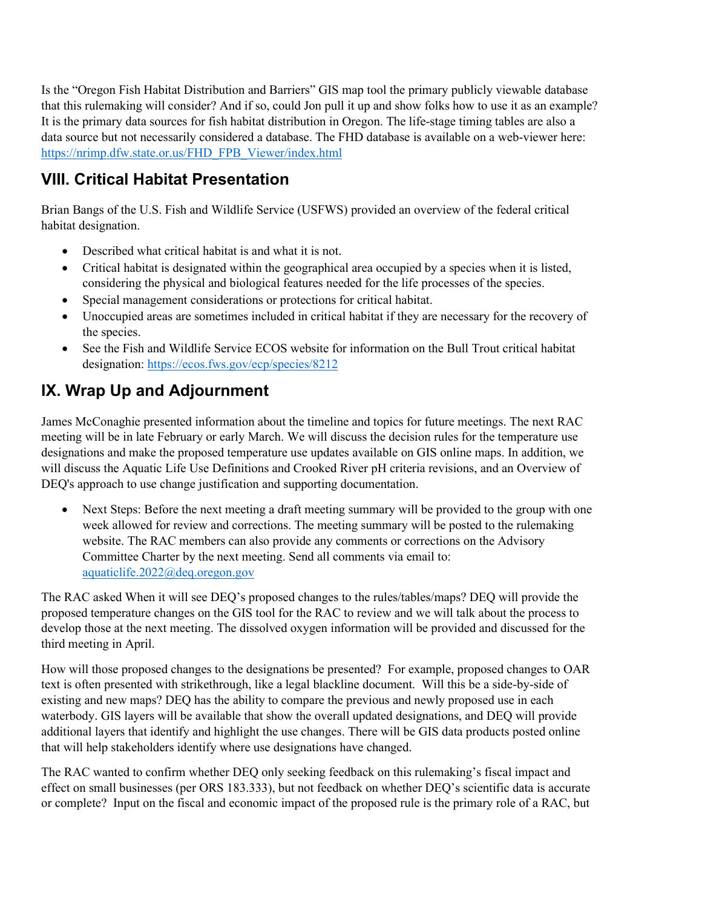Is the "Oregon Fish Habitat Distribution and Barriers" GIS map tool the primary publicly viewable database that this rulemaking will consider? And if so, could Jon pull it up and show folks how to use it as an example? It is the primary data sources for fish habitat distribution in Oregon. The life-stage timing tables are also a data source but not necessarily considered a database. The FHD database is available on a web-viewer here: https://nrimp.dfw.state.or.us/FHD_FPB_Viewer/index.html

## VIII. Critical Habitat Presentation

Brian Bangs of the U.S. Fish and Wildlife Service (USFWS) provided an overview of the federal critical habitat designation.

- Described what critical habitat is and what it is not.
- Critical habitat is designated within the geographical area occupied by a species when it is listed, considering the physical and biological features needed for the life processes of the species.
- Special management considerations or protections for critical habitat.
- Unoccupied areas are sometimes included in critical habitat if they are necessary for the recovery of the species.
- See the Fish and Wildlife Service ECOS website for information on the Bull Trout critical habitat designation: https://ecos.fws.gov/ecp/species/8212

## IX. Wrap Up and Adjournment

James McConaghie presented information about the timeline and topics for future meetings. The next RAC meeting will be in late February or early March. We will discuss the decision rules for the temperature use designations and make the proposed temperature use updates available on GIS online maps. In addition, we will discuss the Aquatic Life Use Definitions and Crooked River pH criteria revisions, and an Overview of DEQ's approach to use change justification and supporting documentation.

- Next Steps: Before the next meeting a draft meeting summary will be provided to the group with one week allowed for review and corrections. The meeting summary will be posted to the rulemaking website. The RAC members can also provide any comments or corrections on the Advisory Committee Charter by the next meeting. Send all comments via email to: aquaticlife.2022@deq.oregon.gov

The RAC asked When it will see DEQ's proposed changes to the rules/tables/maps? DEQ will provide the proposed temperature changes on the GIS tool for the RAC to review and we will talk about the process to develop those at the next meeting. The dissolved oxygen information will be provided and discussed for the third meeting in April.

How will those proposed changes to the designations be presented? For example, proposed changes to OAR text is often presented with strikethrough, like a legal blackline document. Will this be a side-by-side of existing and new maps? DEQ has the ability to compare the previous and newly proposed use in each waterbody. GIS layers will be available that show the overall updated designations, and DEQ will provide additional layers that identify and highlight the use changes. There will be GIS data products posted online that will help stakeholders identify where use designations have changed.

The RAC wanted to confirm whether DEQ only seeking feedback on this rulemaking's fiscal impact and effect on small businesses (per ORS 183.333), but not feedback on whether DEQ's scientific data is accurate or complete? Input on the fiscal and economic impact of the proposed rule is the primary role of a RAC, but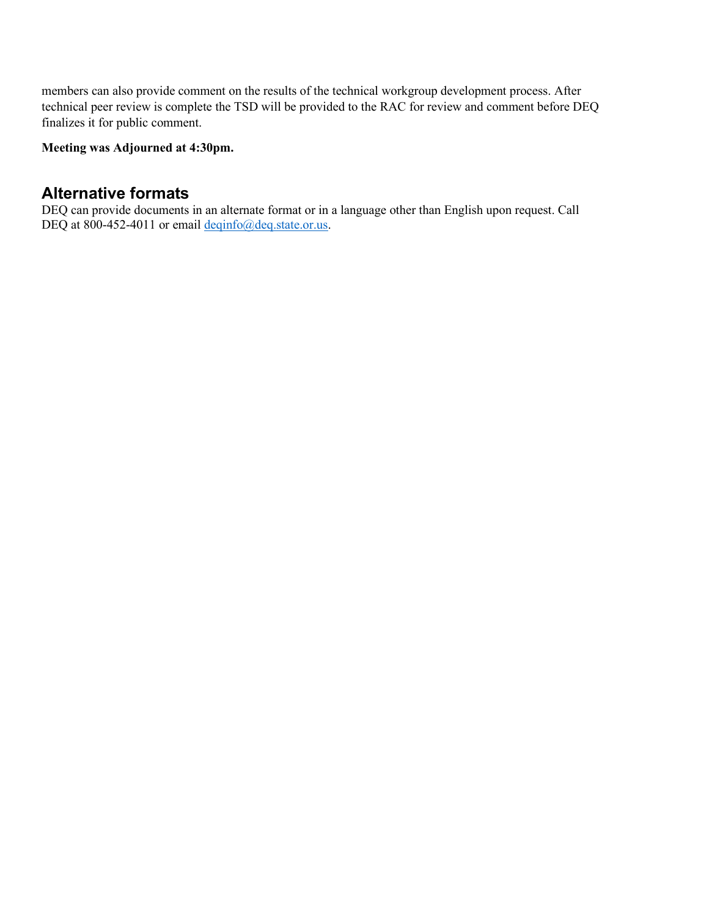members can also provide comment on the results of the technical workgroup development process. After technical peer review is complete the TSD will be provided to the RAC for review and comment before DEQ finalizes it for public comment.

**Meeting was Adjourned at 4:30pm.**

## Alternative formats

DEQ can provide documents in an alternate format or in a language other than English upon request. Call DEQ at 800-452-4011 or email deqinfo@deq.state.or.us.